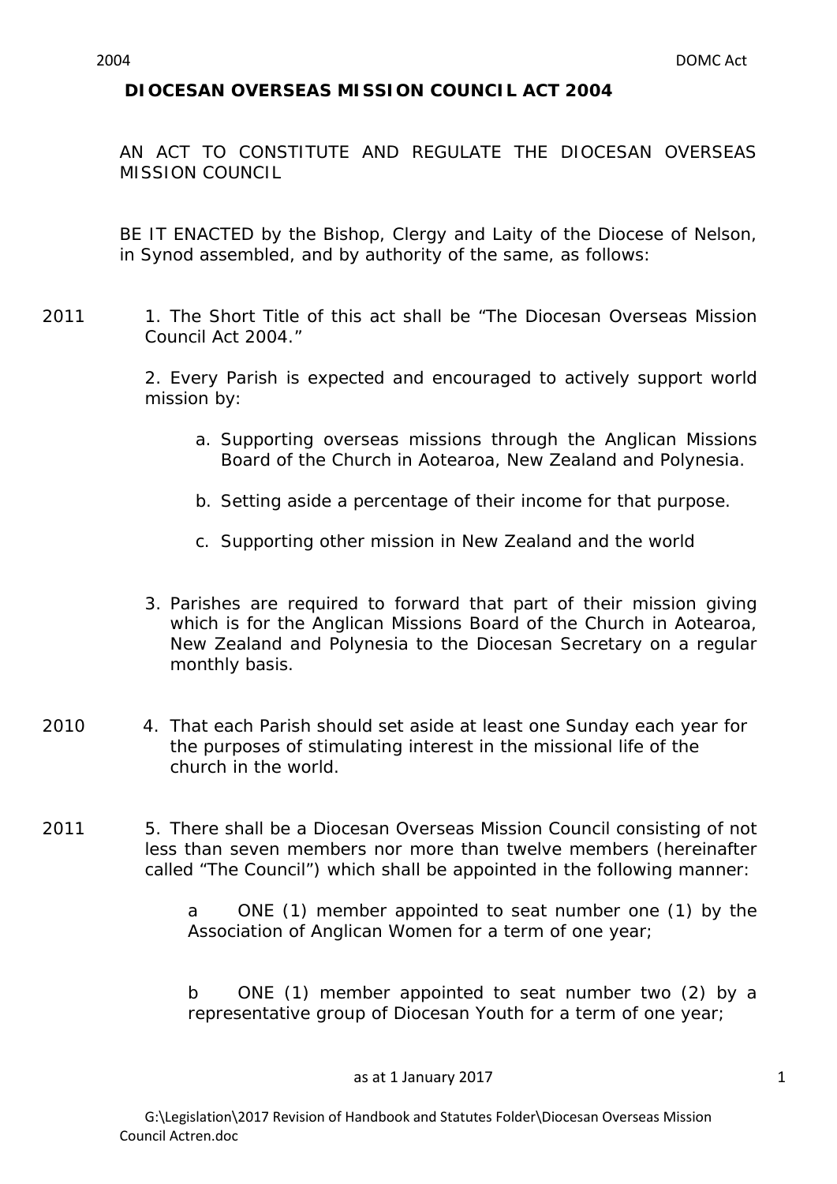# DIOCESAN OVERSEAS MISSION COUNCIL ACT 2004

AN ACT TO CONSTITUTE AND REGULATE THE DIOCESAN OVERSEAS MISSION COUNCIL

BE IT ENACTED by the Bishop, Clergy and Laity of the Diocese of Nelson, in Synod assembled, and by authority of the same, as follows:

2011 1. The Short Title of this act shall be "The Diocesan Overseas Mission Council Act 2004."

2. Every Parish is expected and encouraged to actively support world mission by:

   a. Supporting overseas missions through the Anglican Missions Board of the Church in Aotearoa, New Zealand and Polynesia.

   b. Setting aside a percentage of their income for that purpose.

   c. Supporting other mission in New Zealand and the world

3. Parishes are required to forward that part of their mission giving which is for the Anglican Missions Board of the Church in Aotearoa, New Zealand and Polynesia to the Diocesan Secretary on a regular monthly basis.

2010 4. That each Parish should set aside at least one Sunday each year for the purposes of stimulating interest in the missional life of the church in the world.

2011 5. There shall be a Diocesan Overseas Mission Council consisting of not less than seven members nor more than twelve members (hereinafter called "The Council") which shall be appointed in the following manner:

   a ONE (1) member appointed to seat number one (1) by the Association of Anglican Women for a term of one year;

   b ONE (1) member appointed to seat number two (2) by a representative group of Diocesan Youth for a term of one year;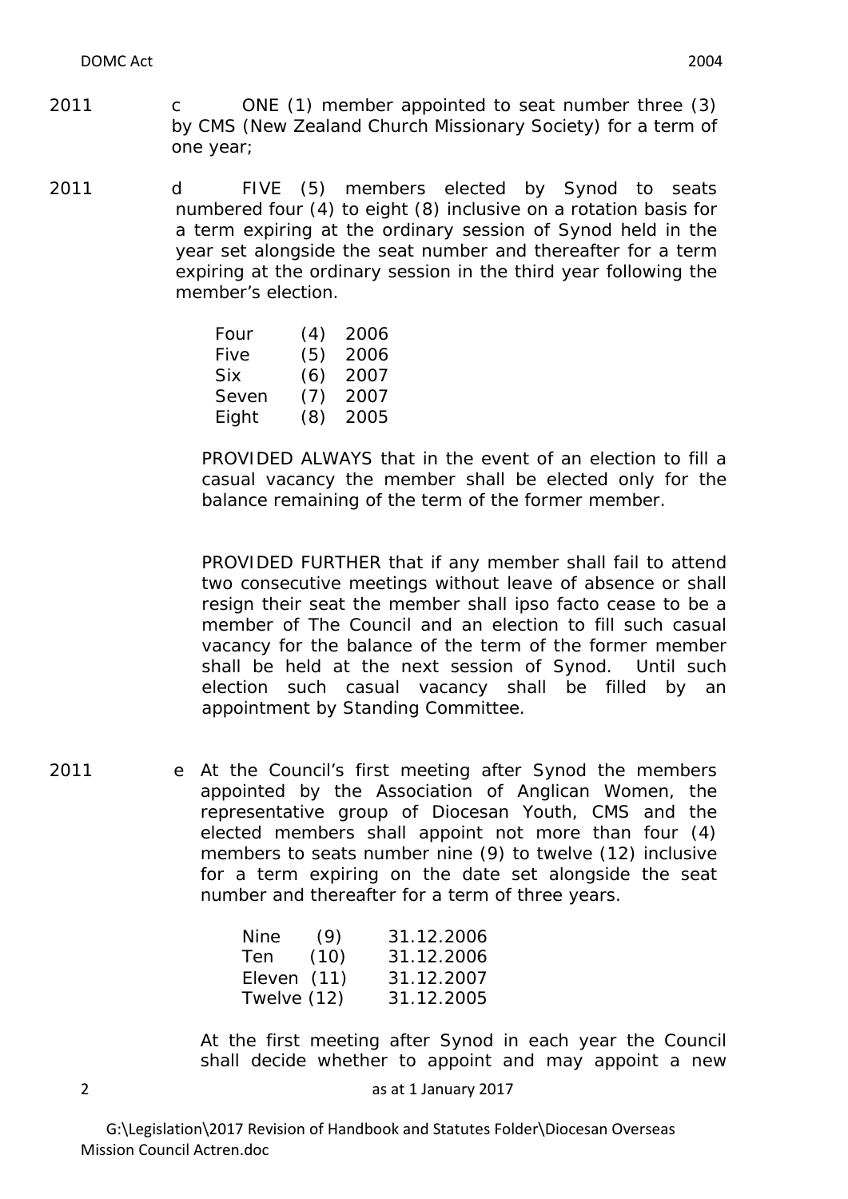2011 c ONE (1) member appointed to seat number three (3) by CMS (New Zealand Church Missionary Society) for a term of one year;

2011 d FIVE (5) members elected by Synod to seats numbered four (4) to eight (8) inclusive on a rotation basis for a term expiring at the ordinary session of Synod held in the year set alongside the seat number and thereafter for a term expiring at the ordinary session in the third year following the member's election.

| | | |
|---|---|---|
| Four | (4) | 2006 |
| Five | (5) | 2006 |
| Six | (6) | 2007 |
| Seven | (7) | 2007 |
| Eight | (8) | 2005 |

PROVIDED ALWAYS that in the event of an election to fill a casual vacancy the member shall be elected only for the balance remaining of the term of the former member.

PROVIDED FURTHER that if any member shall fail to attend two consecutive meetings without leave of absence or shall resign their seat the member shall ipso facto cease to be a member of The Council and an election to fill such casual vacancy for the balance of the term of the former member shall be held at the next session of Synod. Until such election such casual vacancy shall be filled by an appointment by Standing Committee.

2011 e At the Council's first meeting after Synod the members appointed by the Association of Anglican Women, the representative group of Diocesan Youth, CMS and the elected members shall appoint not more than four (4) members to seats number nine (9) to twelve (12) inclusive for a term expiring on the date set alongside the seat number and thereafter for a term of three years.

| | | |
|---|---|---|
| Nine | (9) | 31.12.2006 |
| Ten | (10) | 31.12.2006 |
| Eleven | (11) | 31.12.2007 |
| Twelve | (12) | 31.12.2005 |

At the first meeting after Synod in each year the Council shall decide whether to appoint and may appoint a new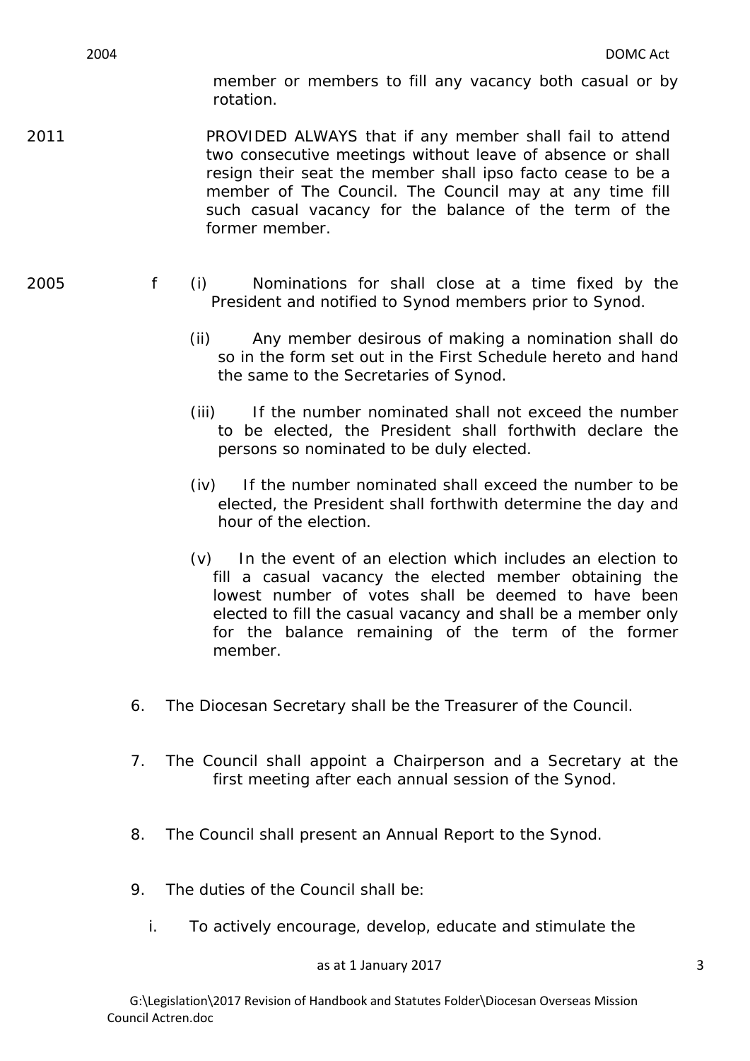member or members to fill any vacancy both casual or by rotation.

2011 PROVIDED ALWAYS that if any member shall fail to attend two consecutive meetings without leave of absence or shall resign their seat the member shall ipso facto cease to be a member of The Council. The Council may at any time fill such casual vacancy for the balance of the term of the former member.

2005 f (i) Nominations for shall close at a time fixed by the President and notified to Synod members prior to Synod.

(ii) Any member desirous of making a nomination shall do so in the form set out in the First Schedule hereto and hand the same to the Secretaries of Synod.

(iii) If the number nominated shall not exceed the number to be elected, the President shall forthwith declare the persons so nominated to be duly elected.

(iv) If the number nominated shall exceed the number to be elected, the President shall forthwith determine the day and hour of the election.

(v) In the event of an election which includes an election to fill a casual vacancy the elected member obtaining the lowest number of votes shall be deemed to have been elected to fill the casual vacancy and shall be a member only for the balance remaining of the term of the former member.

6. The Diocesan Secretary shall be the Treasurer of the Council.

7. The Council shall appoint a Chairperson and a Secretary at the first meeting after each annual session of the Synod.

8. The Council shall present an Annual Report to the Synod.

9. The duties of the Council shall be:

   i. To actively encourage, develop, educate and stimulate the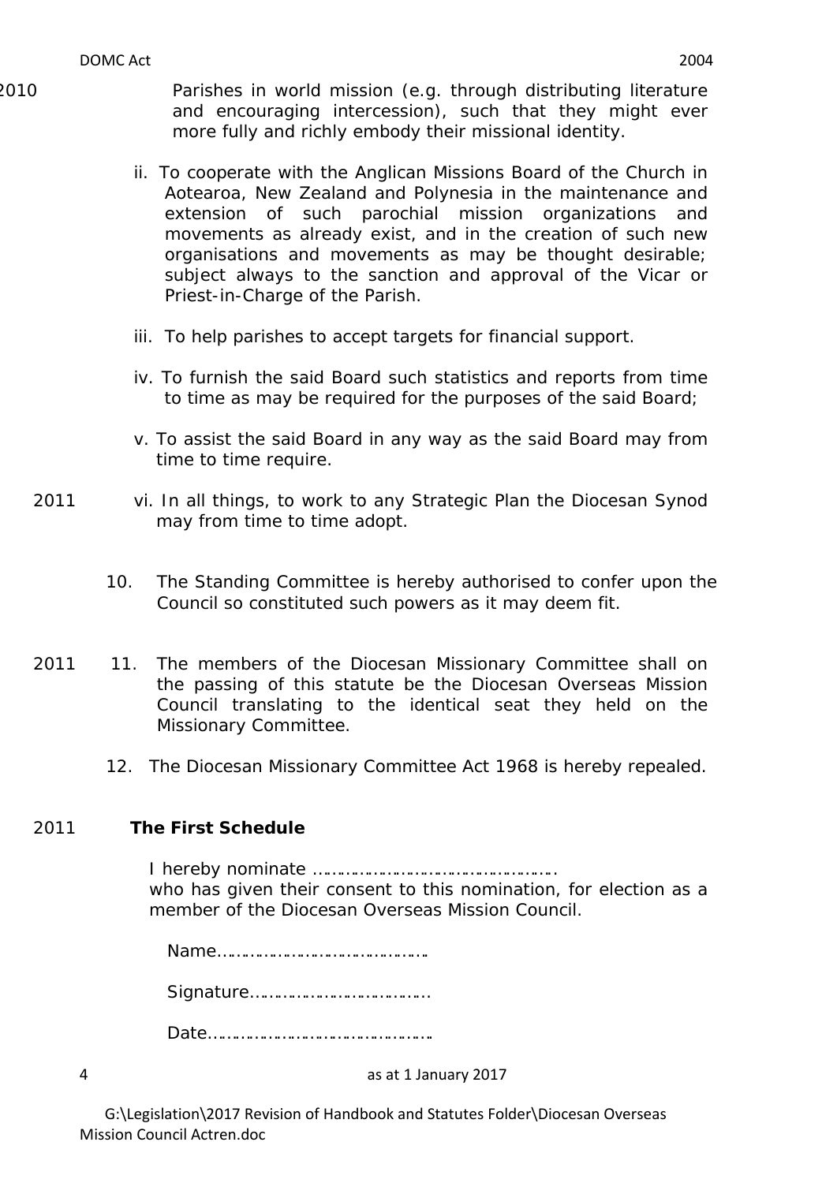2010 Parishes in world mission (e.g. through distributing literature and encouraging intercession), such that they might ever more fully and richly embody their missional identity.

ii. To cooperate with the Anglican Missions Board of the Church in Aotearoa, New Zealand and Polynesia in the maintenance and extension of such parochial mission organizations and movements as already exist, and in the creation of such new organisations and movements as may be thought desirable; subject always to the sanction and approval of the Vicar or Priest-in-Charge of the Parish.

iii. To help parishes to accept targets for financial support.

iv. To furnish the said Board such statistics and reports from time to time as may be required for the purposes of the said Board;

v. To assist the said Board in any way as the said Board may from time to time require.

2011 vi. In all things, to work to any Strategic Plan the Diocesan Synod may from time to time adopt.

10. The Standing Committee is hereby authorised to confer upon the Council so constituted such powers as it may deem fit.

2011 11. The members of the Diocesan Missionary Committee shall on the passing of this statute be the Diocesan Overseas Mission Council translating to the identical seat they held on the Missionary Committee.

12. The Diocesan Missionary Committee Act 1968 is hereby repealed.

2011 **The First Schedule**

I hereby nominate …………………………………………….
who has given their consent to this nomination, for election as a member of the Diocesan Overseas Mission Council.

Name………………………………………

Signature……………………………….

Date…………………………………………